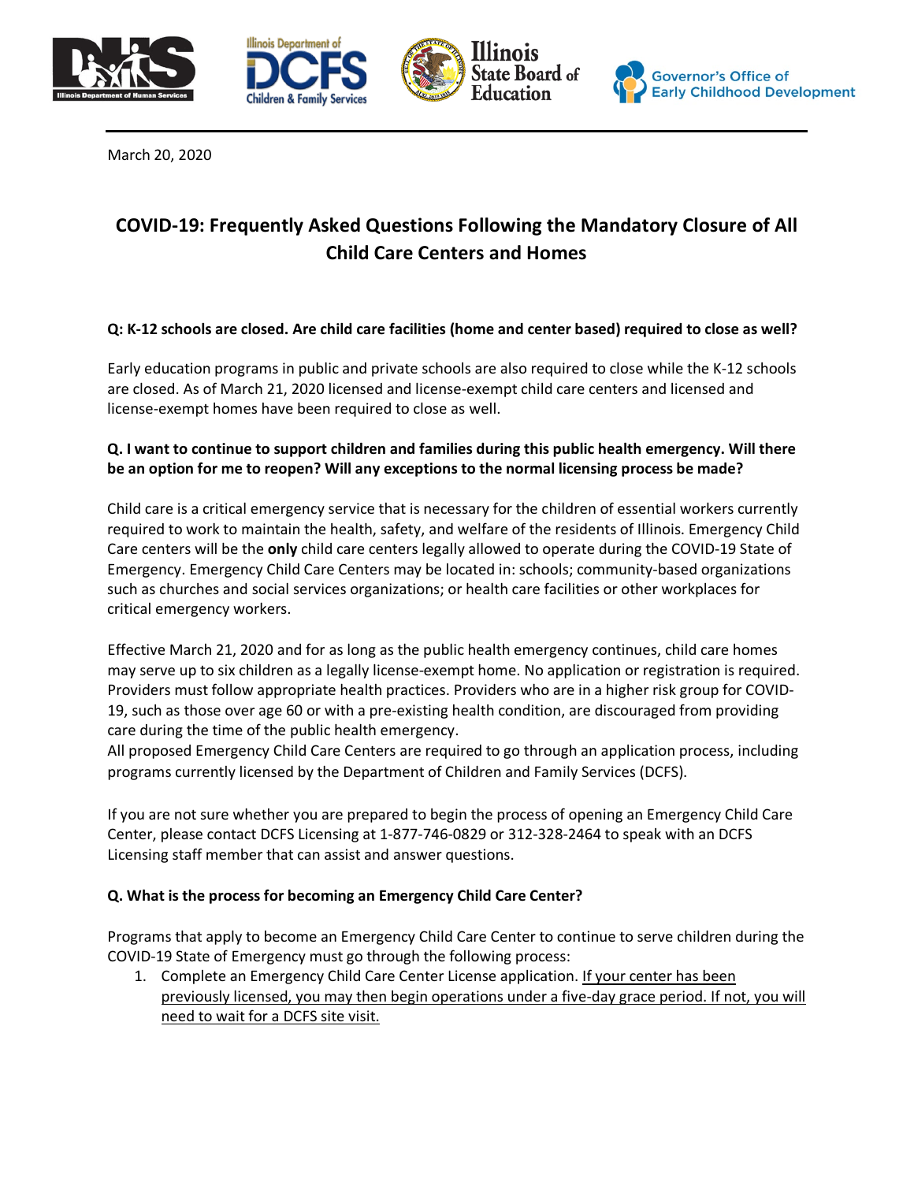March 20, 2020

# COVID-19: Frequently Asked Questions Following the Mandatory Closure of All Child Care Centers and Homes

**Q: K-12 schools are closed. Are child care facilities (home and center based) required to close as well?**

Early education programs in public and private schools are also required to close while the K-12 schools are closed. As of March 21, 2020 licensed and license-exempt child care centers and licensed and license-exempt homes have been required to close as well.

**Q. I want to continue to support children and families during this public health emergency. Will there be an option for me to reopen? Will any exceptions to the normal licensing process be made?**

Child care is a critical emergency service that is necessary for the children of essential workers currently required to work to maintain the health, safety, and welfare of the residents of Illinois. Emergency Child Care centers will be the **only** child care centers legally allowed to operate during the COVID-19 State of Emergency. Emergency Child Care Centers may be located in: schools; community-based organizations such as churches and social services organizations; or health care facilities or other workplaces for critical emergency workers.

Effective March 21, 2020 and for as long as the public health emergency continues, child care homes may serve up to six children as a legally license-exempt home. No application or registration is required. Providers must follow appropriate health practices. Providers who are in a higher risk group for COVID-19, such as those over age 60 or with a pre-existing health condition, are discouraged from providing care during the time of the public health emergency.
All proposed Emergency Child Care Centers are required to go through an application process, including programs currently licensed by the Department of Children and Family Services (DCFS).

If you are not sure whether you are prepared to begin the process of opening an Emergency Child Care Center, please contact DCFS Licensing at 1-877-746-0829 or 312-328-2464 to speak with an DCFS Licensing staff member that can assist and answer questions.

**Q. What is the process for becoming an Emergency Child Care Center?**

Programs that apply to become an Emergency Child Care Center to continue to serve children during the COVID-19 State of Emergency must go through the following process:

1. Complete an Emergency Child Care Center License application. <u>If your center has been previously licensed, you may then begin operations under a five-day grace period. If not, you will need to wait for a DCFS site visit.</u>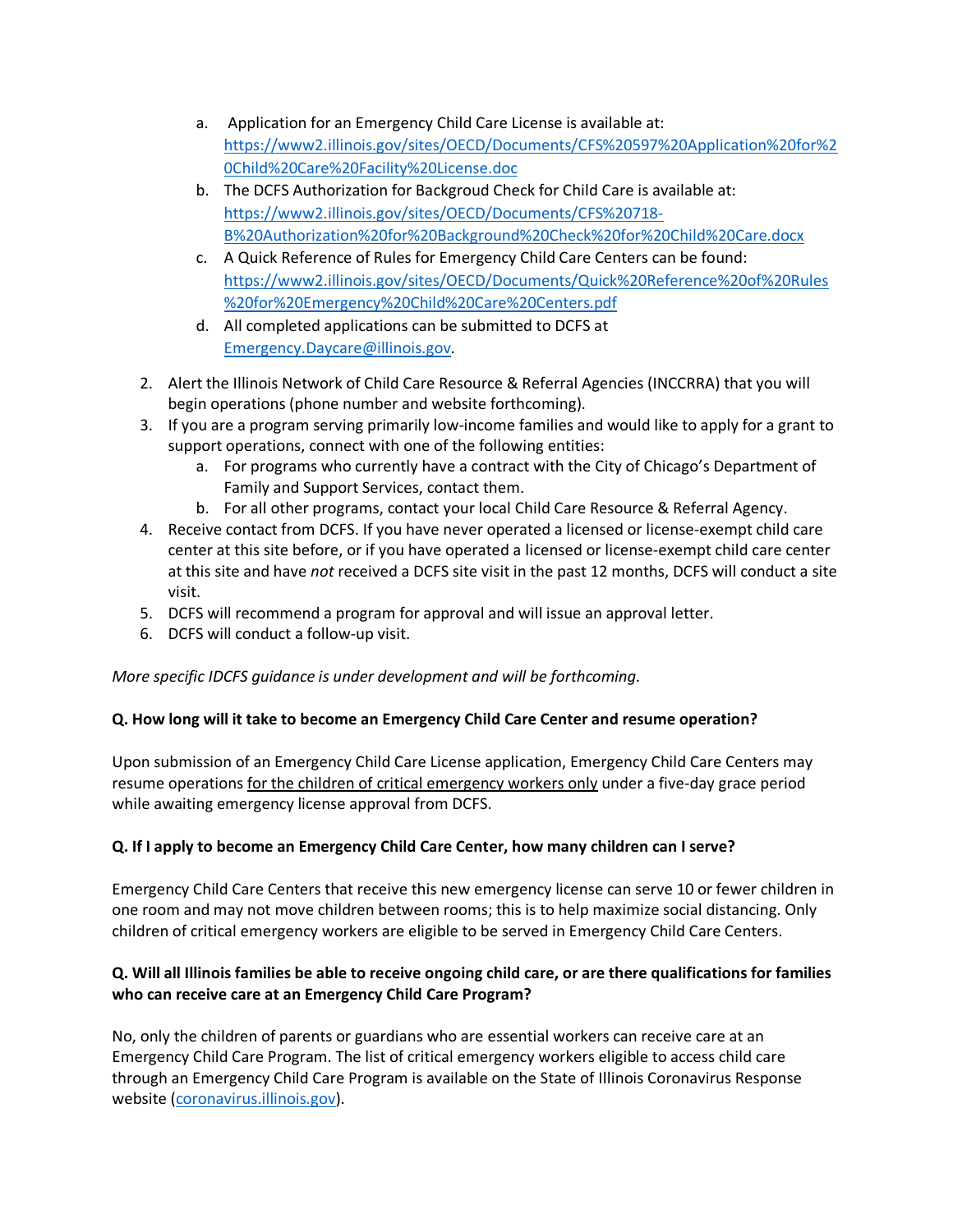a. Application for an Emergency Child Care License is available at: [https://www2.illinois.gov/sites/OECD/Documents/CFS%20597%20Application%20for%20Child%20Care%20Facility%20License.doc](https://www2.illinois.gov/sites/OECD/Documents/CFS%20597%20Application%20for%20Child%20Care%20Facility%20License.doc)
   b. The DCFS Authorization for Backgroud Check for Child Care is available at: [https://www2.illinois.gov/sites/OECD/Documents/CFS%20718-B%20Authorization%20for%20Background%20Check%20for%20Child%20Care.docx](https://www2.illinois.gov/sites/OECD/Documents/CFS%20718-B%20Authorization%20for%20Background%20Check%20for%20Child%20Care.docx)
   c. A Quick Reference of Rules for Emergency Child Care Centers can be found: [https://www2.illinois.gov/sites/OECD/Documents/Quick%20Reference%20of%20Rules%20for%20Emergency%20Child%20Care%20Centers.pdf](https://www2.illinois.gov/sites/OECD/Documents/Quick%20Reference%20of%20Rules%20for%20Emergency%20Child%20Care%20Centers.pdf)
   d. All completed applications can be submitted to DCFS at [Emergency.Daycare@illinois.gov](mailto:Emergency.Daycare@illinois.gov).

2. Alert the Illinois Network of Child Care Resource & Referral Agencies (INCCRRA) that you will begin operations (phone number and website forthcoming).
3. If you are a program serving primarily low-income families and would like to apply for a grant to support operations, connect with one of the following entities:
   a. For programs who currently have a contract with the City of Chicago's Department of Family and Support Services, contact them.
   b. For all other programs, contact your local Child Care Resource & Referral Agency.
4. Receive contact from DCFS. If you have never operated a licensed or license-exempt child care center at this site before, or if you have operated a licensed or license-exempt child care center at this site and have *not* received a DCFS site visit in the past 12 months, DCFS will conduct a site visit.
5. DCFS will recommend a program for approval and will issue an approval letter.
6. DCFS will conduct a follow-up visit.

*More specific IDCFS guidance is under development and will be forthcoming.*

**Q. How long will it take to become an Emergency Child Care Center and resume operation?**

Upon submission of an Emergency Child Care License application, Emergency Child Care Centers may resume operations <u>for the children of critical emergency workers only</u> under a five-day grace period while awaiting emergency license approval from DCFS.

**Q. If I apply to become an Emergency Child Care Center, how many children can I serve?**

Emergency Child Care Centers that receive this new emergency license can serve 10 or fewer children in one room and may not move children between rooms; this is to help maximize social distancing. Only children of critical emergency workers are eligible to be served in Emergency Child Care Centers.

**Q. Will all Illinois families be able to receive ongoing child care, or are there qualifications for families who can receive care at an Emergency Child Care Program?**

No, only the children of parents or guardians who are essential workers can receive care at an Emergency Child Care Program. The list of critical emergency workers eligible to access child care through an Emergency Child Care Program is available on the State of Illinois Coronavirus Response website ([coronavirus.illinois.gov](https://coronavirus.illinois.gov)).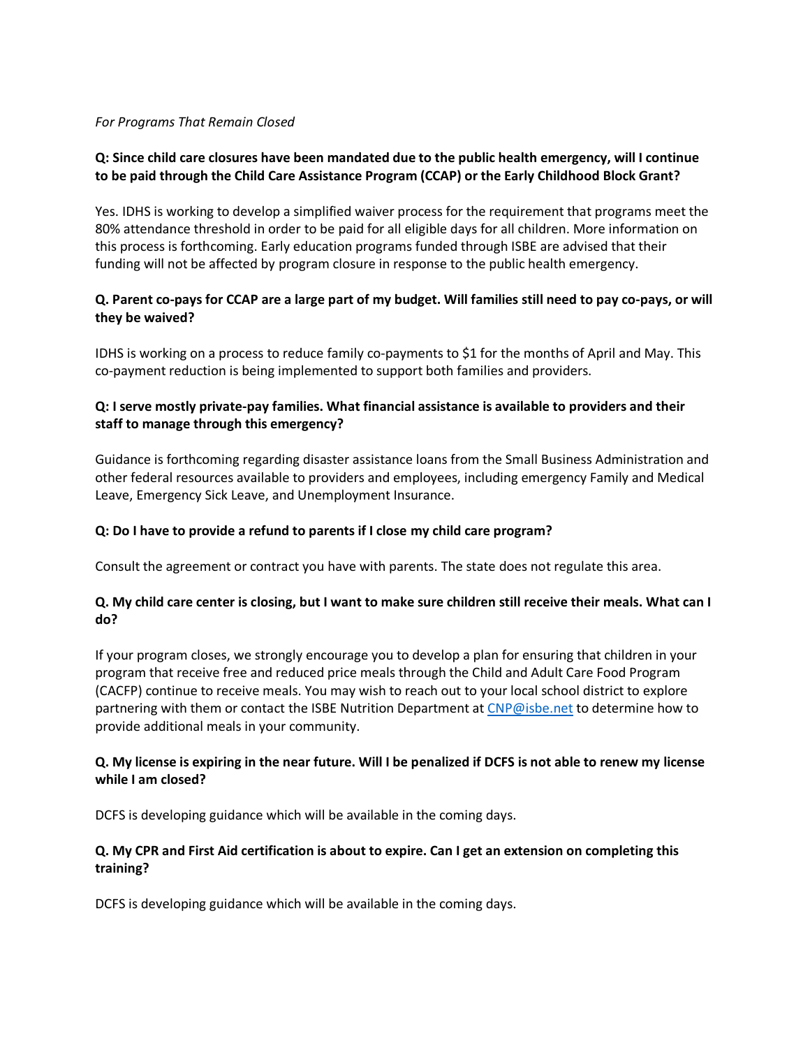*For Programs That Remain Closed*

**Q: Since child care closures have been mandated due to the public health emergency, will I continue to be paid through the Child Care Assistance Program (CCAP) or the Early Childhood Block Grant?**

Yes. IDHS is working to develop a simplified waiver process for the requirement that programs meet the 80% attendance threshold in order to be paid for all eligible days for all children. More information on this process is forthcoming. Early education programs funded through ISBE are advised that their funding will not be affected by program closure in response to the public health emergency.

**Q. Parent co-pays for CCAP are a large part of my budget. Will families still need to pay co-pays, or will they be waived?**

IDHS is working on a process to reduce family co-payments to $1 for the months of April and May. This co-payment reduction is being implemented to support both families and providers.

**Q: I serve mostly private-pay families. What financial assistance is available to providers and their staff to manage through this emergency?**

Guidance is forthcoming regarding disaster assistance loans from the Small Business Administration and other federal resources available to providers and employees, including emergency Family and Medical Leave, Emergency Sick Leave, and Unemployment Insurance.

**Q: Do I have to provide a refund to parents if I close my child care program?**

Consult the agreement or contract you have with parents. The state does not regulate this area.

**Q. My child care center is closing, but I want to make sure children still receive their meals. What can I do?**

If your program closes, we strongly encourage you to develop a plan for ensuring that children in your program that receive free and reduced price meals through the Child and Adult Care Food Program (CACFP) continue to receive meals. You may wish to reach out to your local school district to explore partnering with them or contact the ISBE Nutrition Department at CNP@isbe.net to determine how to provide additional meals in your community.

**Q. My license is expiring in the near future. Will I be penalized if DCFS is not able to renew my license while I am closed?**

DCFS is developing guidance which will be available in the coming days.

**Q. My CPR and First Aid certification is about to expire. Can I get an extension on completing this training?**

DCFS is developing guidance which will be available in the coming days.